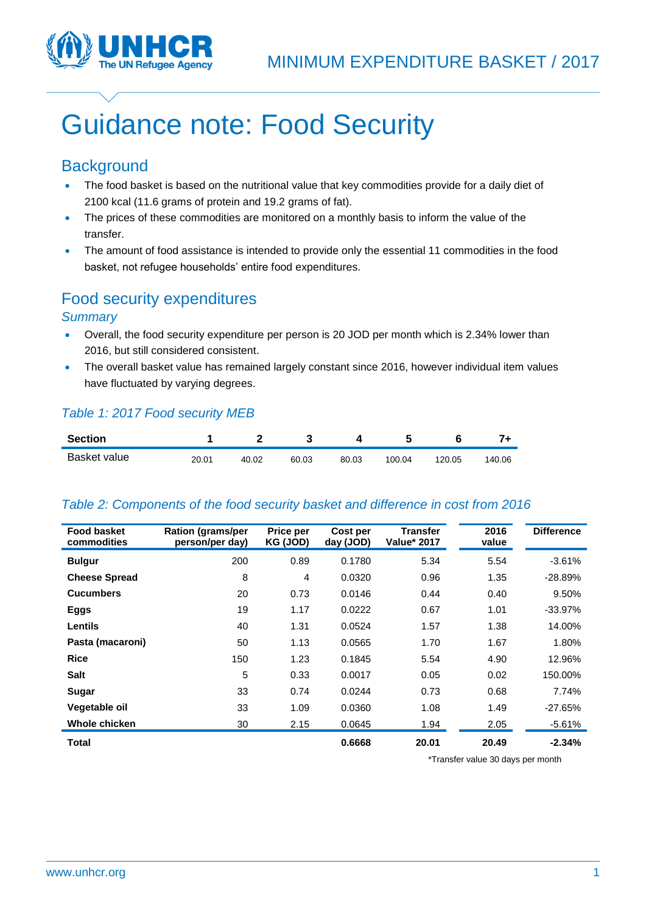MINIMUM EXPENDITURE BASKET / 2017

# Guidance note: Food Security

## Background

- The food basket is based on the nutritional value that key commodities provide for a daily diet of 2100 kcal (11.6 grams of protein and 19.2 grams of fat).
- The prices of these commodities are monitored on a monthly basis to inform the value of the transfer.
- The amount of food assistance is intended to provide only the essential 11 commodities in the food basket, not refugee households' entire food expenditures.

## Food security expenditures

### *Summary*

- Overall, the food security expenditure per person is 20 JOD per month which is 2.34% lower than 2016, but still considered consistent.
- The overall basket value has remained largely constant since 2016, however individual item values have fluctuated by varying degrees.

*Table 1: 2017 Food security MEB*

| Section | 1 | 2 | 3 | 4 | 5 | 6 | 7+ |
|---|---|---|---|---|---|---|---|
| Basket value | 20.01 | 40.02 | 60.03 | 80.03 | 100.04 | 120.05 | 140.06 |

*Table 2: Components of the food security basket and difference in cost from 2016*

| Food basket commodities | Ration (grams/per person/per day) | Price per KG (JOD) | Cost per day (JOD) | Transfer Value* 2017 | 2016 value | Difference |
|---|---|---|---|---|---|---|
| **Bulgur** | 200 | 0.89 | 0.1780 | 5.34 | 5.54 | -3.61% |
| **Cheese Spread** | 8 | 4 | 0.0320 | 0.96 | 1.35 | -28.89% |
| **Cucumbers** | 20 | 0.73 | 0.0146 | 0.44 | 0.40 | 9.50% |
| **Eggs** | 19 | 1.17 | 0.0222 | 0.67 | 1.01 | -33.97% |
| **Lentils** | 40 | 1.31 | 0.0524 | 1.57 | 1.38 | 14.00% |
| **Pasta (macaroni)** | 50 | 1.13 | 0.0565 | 1.70 | 1.67 | 1.80% |
| **Rice** | 150 | 1.23 | 0.1845 | 5.54 | 4.90 | 12.96% |
| **Salt** | 5 | 0.33 | 0.0017 | 0.05 | 0.02 | 150.00% |
| **Sugar** | 33 | 0.74 | 0.0244 | 0.73 | 0.68 | 7.74% |
| **Vegetable oil** | 33 | 1.09 | 0.0360 | 1.08 | 1.49 | -27.65% |
| **Whole chicken** | 30 | 2.15 | 0.0645 | 1.94 | 2.05 | -5.61% |
| **Total** | | | **0.6668** | **20.01** | **20.49** | **-2.34%** |

*Transfer value 30 days per month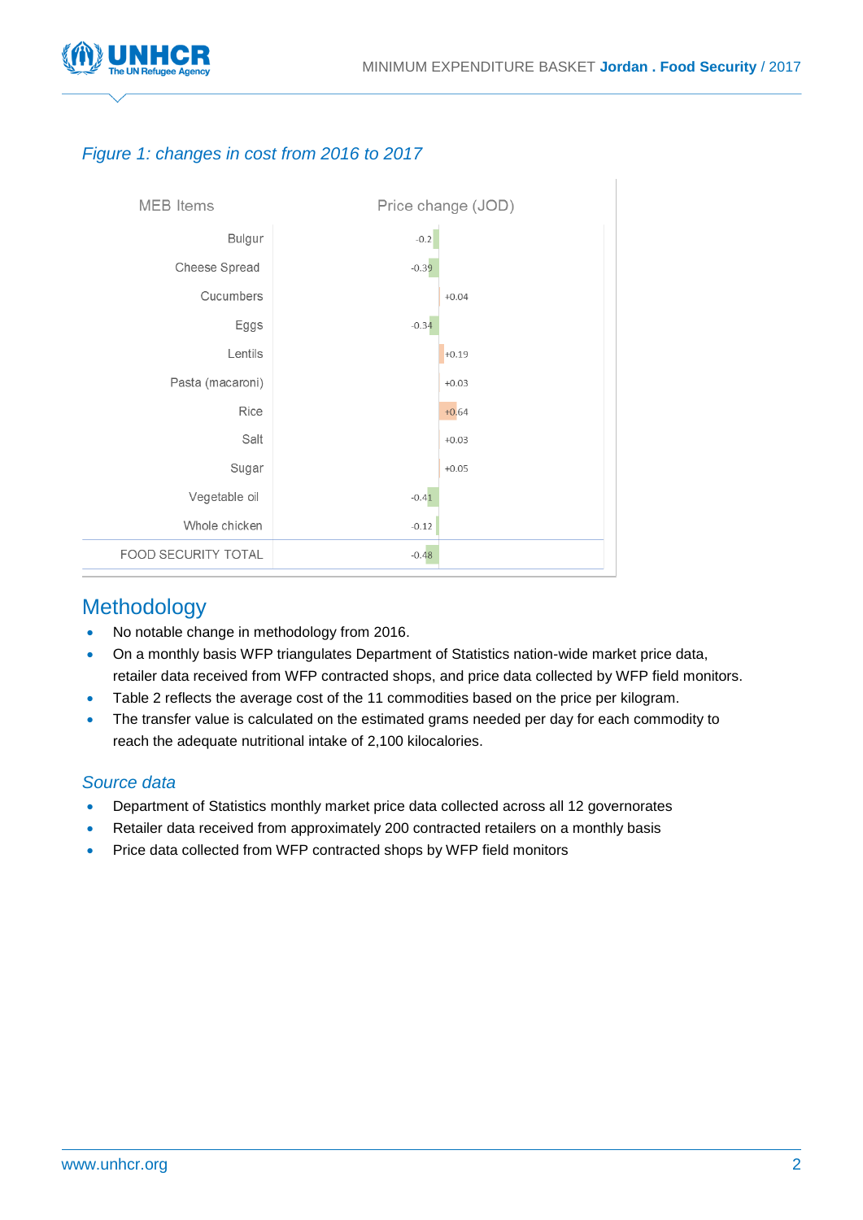*Figure 1: changes in cost from 2016 to 2017*

| MEB Items | Price change (JOD) |
|---|---|
| Bulgur | -0.2 |
| Cheese Spread | -0.39 |
| Cucumbers | +0.04 |
| Eggs | -0.34 |
| Lentils | +0.19 |
| Pasta (macaroni) | +0.03 |
| Rice | +0.64 |
| Salt | +0.03 |
| Sugar | +0.05 |
| Vegetable oil | -0.41 |
| Whole chicken | -0.12 |
| FOOD SECURITY TOTAL | -0.48 |

## Methodology

- No notable change in methodology from 2016.
- On a monthly basis WFP triangulates Department of Statistics nation-wide market price data, retailer data received from WFP contracted shops, and price data collected by WFP field monitors.
- Table 2 reflects the average cost of the 11 commodities based on the price per kilogram.
- The transfer value is calculated on the estimated grams needed per day for each commodity to reach the adequate nutritional intake of 2,100 kilocalories.

### *Source data*

- Department of Statistics monthly market price data collected across all 12 governorates
- Retailer data received from approximately 200 contracted retailers on a monthly basis
- Price data collected from WFP contracted shops by WFP field monitors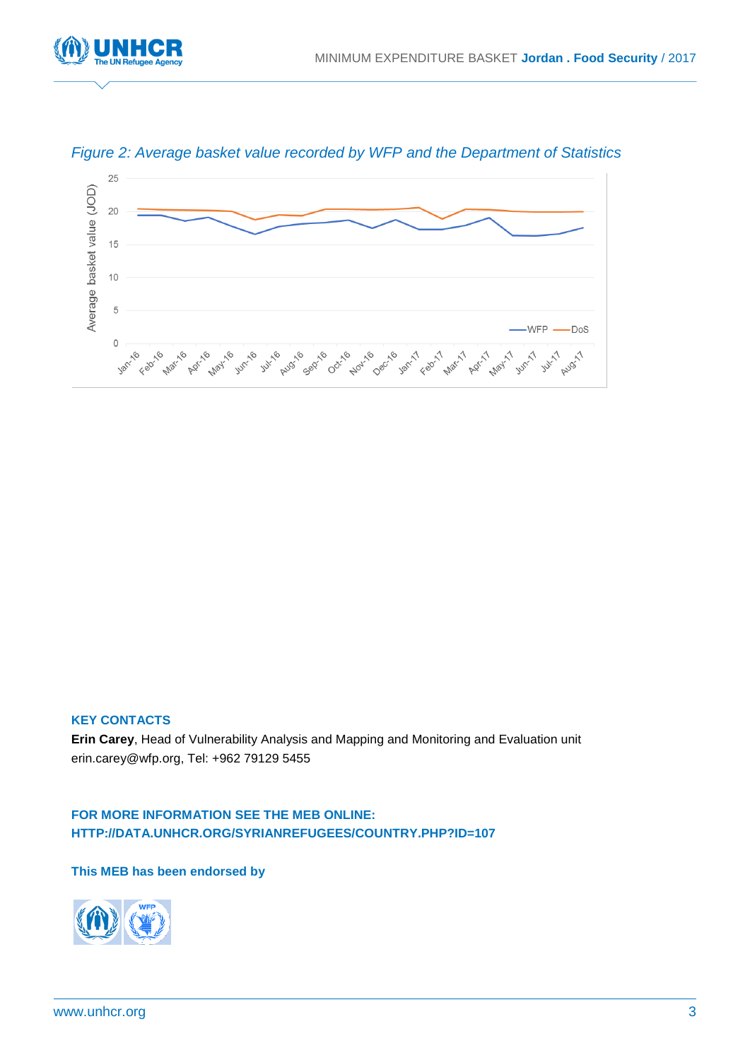*Figure 2: Average basket value recorded by WFP and the Department of Statistics*

Average basket value (JOD)

25
20
15
10
5
0

Jan-16 Feb-16 Mar-16 Apr-16 May-16 Jun-16 Jul-16 Aug-16 Sep-16 Oct-16 Nov-16 Dec-16 Jan-17 Feb-17 Mar-17 Apr-17 May-17 Jun-17 Jul-17 Aug-17

WFP DoS

**KEY CONTACTS**

**Erin Carey**, Head of Vulnerability Analysis and Mapping and Monitoring and Evaluation unit
erin.carey@wfp.org, Tel: +962 79129 5455

**FOR MORE INFORMATION SEE THE MEB ONLINE:**
**HTTP://DATA.UNHCR.ORG/SYRIANREFUGEES/COUNTRY.PHP?ID=107**

**This MEB has been endorsed by**